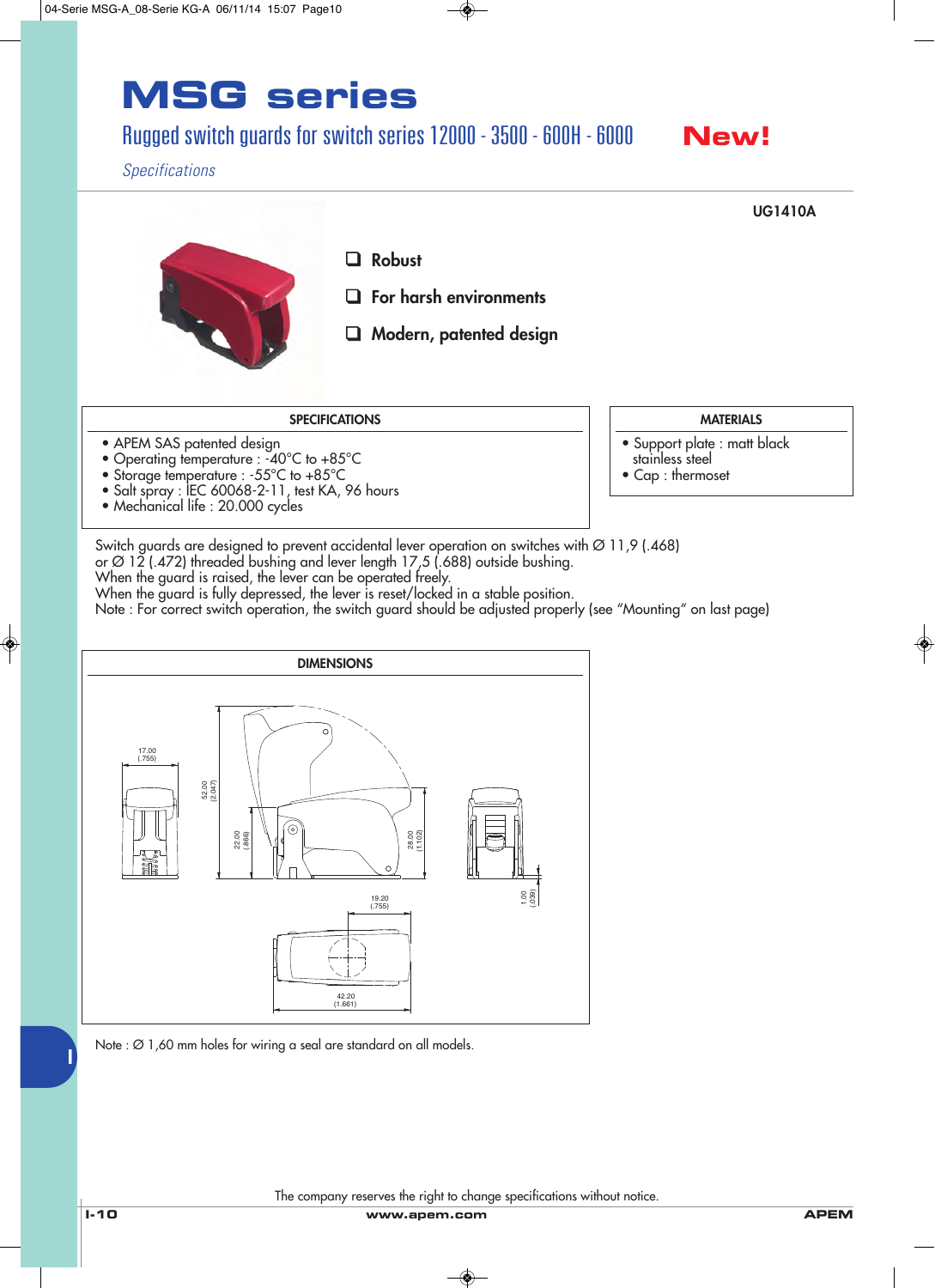# MSG series

## Rugged switch guards for switch series 12000 - 3500 - 600H - 6000

**New!**

*Specifications*

**UG1410A**

- **Robust**
- **For harsh environments**
- **Modern, patented design**

### SPECIFICATIONS

- APEM SAS patented design
- Operating temperature : -40°C to +85°C
- Storage temperature : -55°C to +85°C
- Salt spray : IEC 60068-2-11, test KA, 96 hours
- Mechanical life : 20.000 cycles

### MATERIALS

- Support plate : matt black stainless steel
- Cap : thermoset

Switch guards are designed to prevent accidental lever operation on switches with Ø 11,9 (.468) or Ø 12 (.472) threaded bushing and lever length 17,5 (.688) outside bushing.
When the guard is raised, the lever can be operated freely.
When the guard is fully depressed, the lever is reset/locked in a stable position.
Note : For correct switch operation, the switch guard should be adjusted properly (see "Mounting" on last page)

### DIMENSIONS

17.00 (.755)
52.00 (2.047)
22.00 (.866)
28.00 (1.102)
1.00 (.039)
19.20 (.755)
42.20 (1.661)

Note : Ø 1,60 mm holes for wiring a seal are standard on all models.

The company reserves the right to change specifications without notice.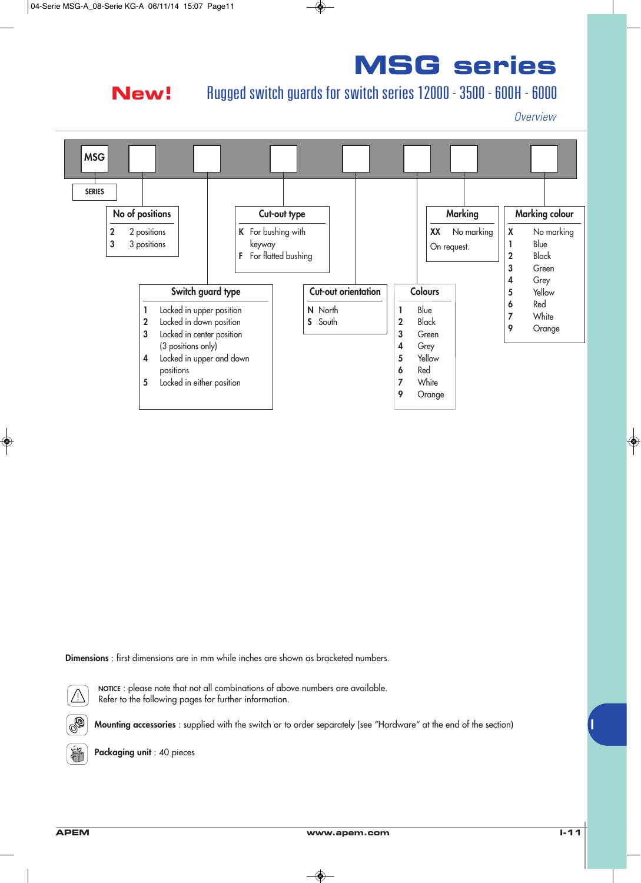# MSG series

**New!** Rugged switch guards for switch series 12000 - 3500 - 600H - 6000

*Overview*

| MSG | | | | | | | |
|---|---|---|---|---|---|---|---|

**SERIES**

**No of positions**

- 2 — 2 positions
- 3 — 3 positions

**Switch guard type**

- 1 — Locked in upper position
- 2 — Locked in down position
- 3 — Locked in center position (3 positions only)
- 4 — Locked in upper and down positions
- 5 — Locked in either position

**Cut-out type**

- K — For bushing with keyway
- F — For flatted bushing

**Cut-out orientation**

- N — North
- S — South

**Colours**

- 1 — Blue
- 2 — Black
- 3 — Green
- 4 — Grey
- 5 — Yellow
- 6 — Red
- 7 — White
- 9 — Orange

**Marking**

- XX — No marking
- On request.

**Marking colour**

- X — No marking
- 1 — Blue
- 2 — Black
- 3 — Green
- 4 — Grey
- 5 — Yellow
- 6 — Red
- 7 — White
- 9 — Orange

**Dimensions** : first dimensions are in mm while inches are shown as bracketed numbers.

NOTICE : please note that not all combinations of above numbers are available.
Refer to the following pages for further information.

**Mounting accessories** : supplied with the switch or to order separately (see “Hardware” at the end of the section)

**Packaging unit** : 40 pieces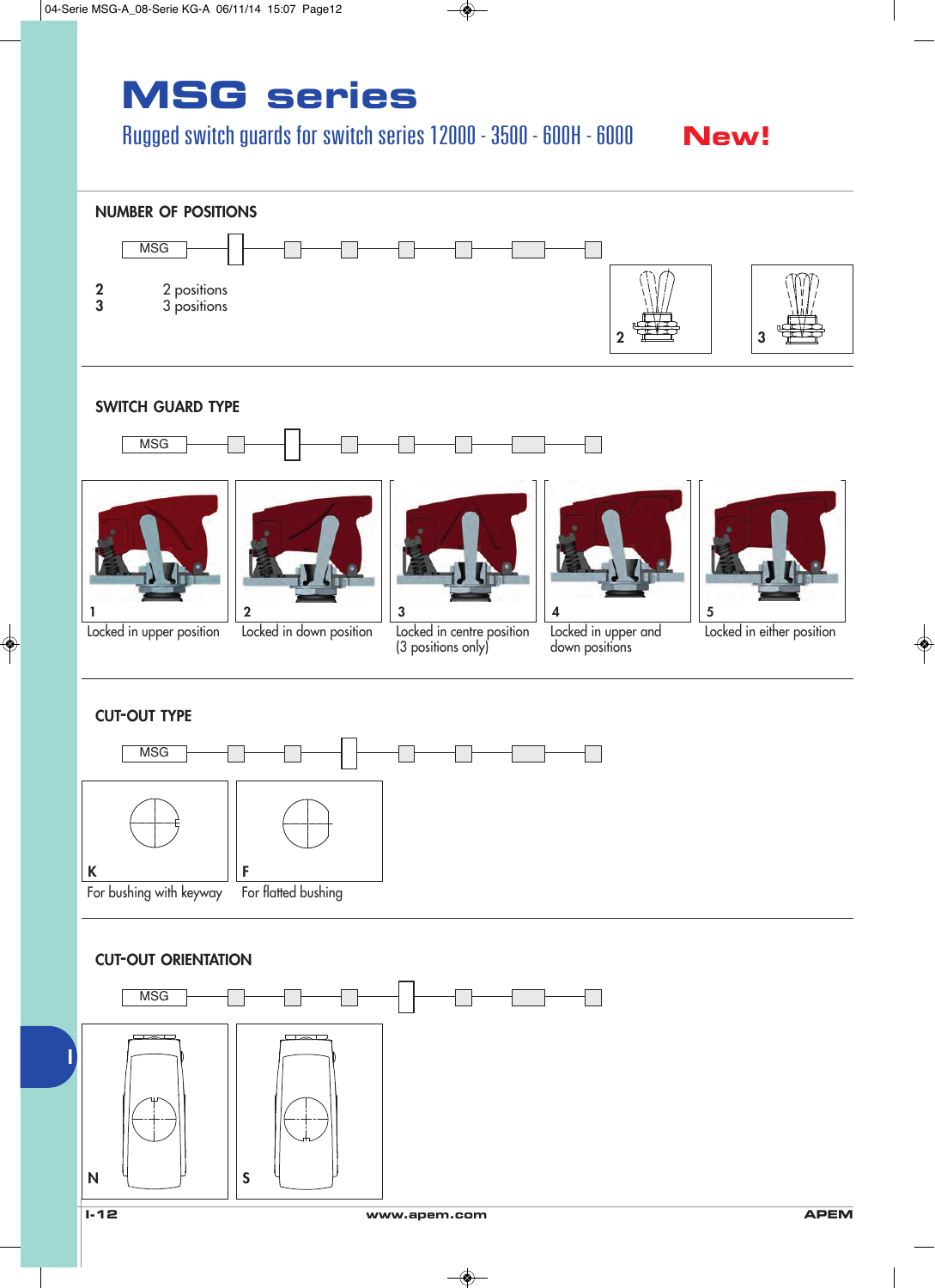# MSG series

## Rugged switch guards for switch series 12000 - 3500 - 600H - 6000

**New!**

### NUMBER OF POSITIONS

MSG

**2** 2 positions
**3** 3 positions

2 3

### SWITCH GUARD TYPE

MSG

**1** Locked in upper position

**2** Locked in down position

**3** Locked in centre position (3 positions only)

**4** Locked in upper and down positions

**5** Locked in either position

### CUT-OUT TYPE

MSG

**K** For bushing with keyway

**F** For flatted bushing

### CUT-OUT ORIENTATION

MSG

**N**

**S**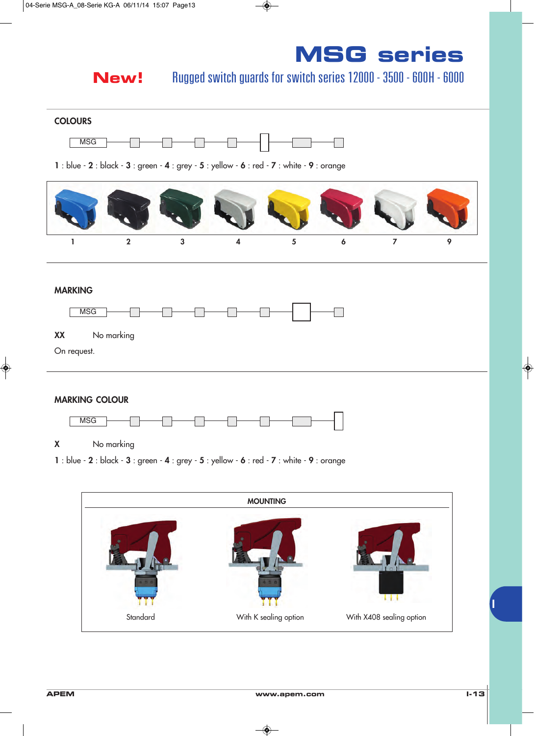# MSG series

**New!** Rugged switch guards for switch series 12000 - 3500 - 600H - 6000

## COLOURS

MSG

**1** : blue - **2** : black - **3** : green - **4** : grey - **5** : yellow - **6** : red - **7** : white - **9** : orange

1 2 3 4 5 6 7 9

## MARKING

MSG

**XX** No marking

On request.

## MARKING COLOUR

MSG

**X** No marking

**1** : blue - **2** : black - **3** : green - **4** : grey - **5** : yellow - **6** : red - **7** : white - **9** : orange

### MOUNTING

Standard

With K sealing option

With X408 sealing option